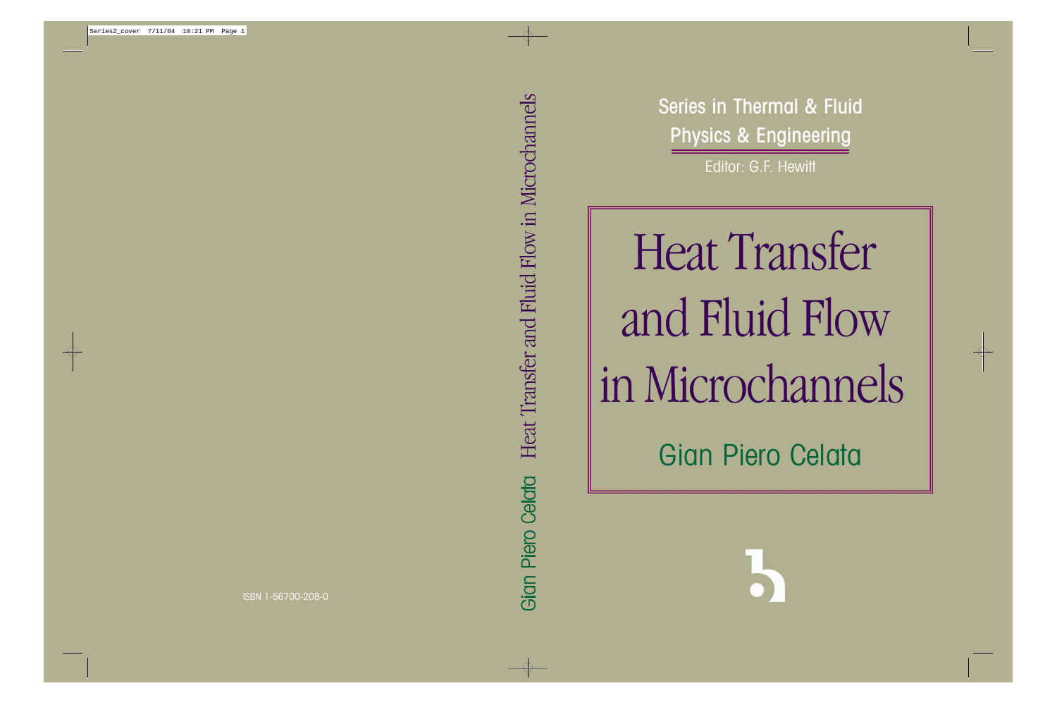Series in Thermal & Fluid Physics & Engineering

Editor: G.F. Hewitt

# Heat Transfer and Fluid Flow in Microchannels

Gian Piero Celata

ISBN 1-56700-208-0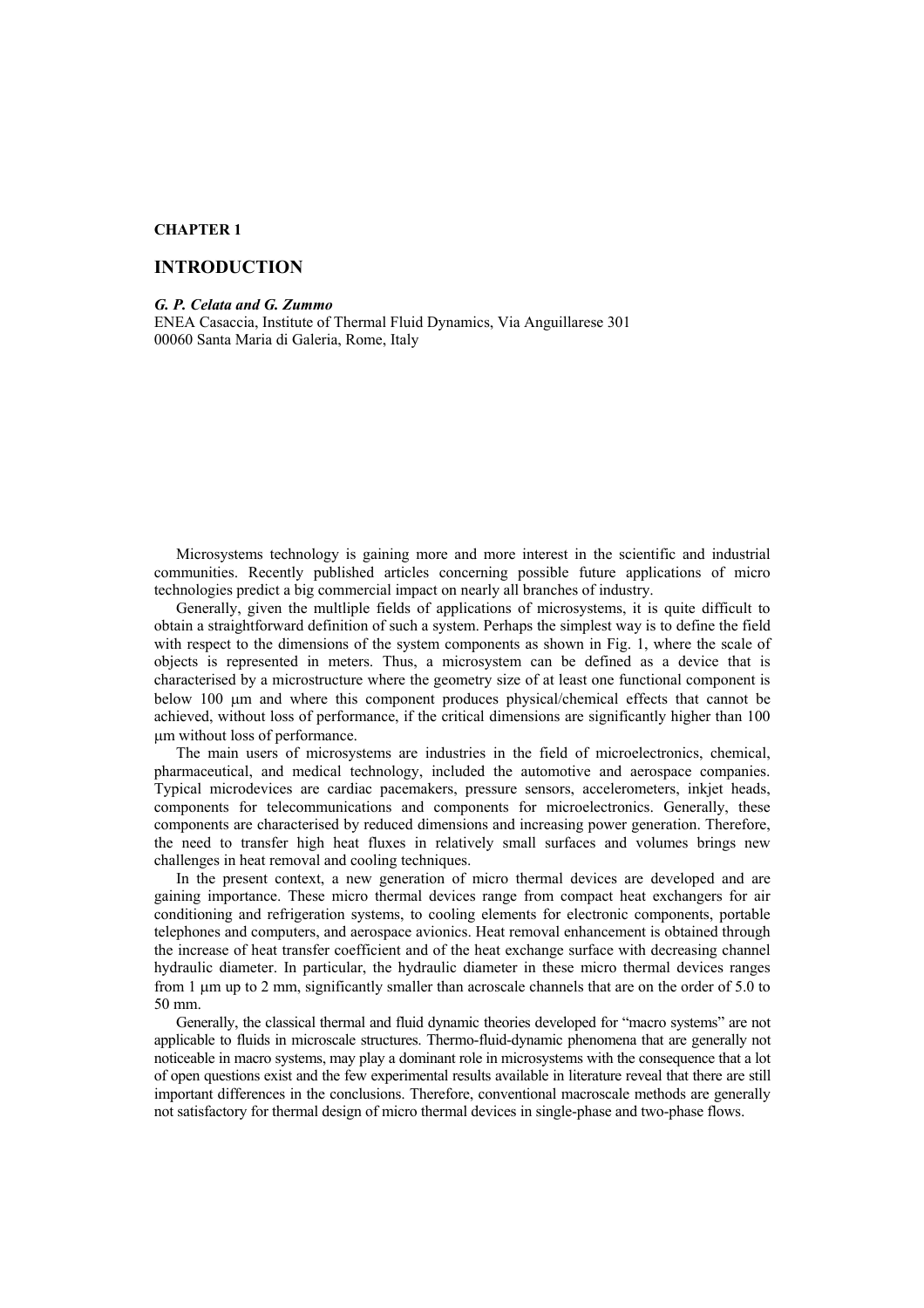**CHAPTER 1**

# INTRODUCTION

***G. P. Celata and G. Zummo***
ENEA Casaccia, Institute of Thermal Fluid Dynamics, Via Anguillarese 301
00060 Santa Maria di Galeria, Rome, Italy

Microsystems technology is gaining more and more interest in the scientific and industrial communities. Recently published articles concerning possible future applications of micro technologies predict a big commercial impact on nearly all branches of industry.

Generally, given the multiple fields of applications of microsystems, it is quite difficult to obtain a straightforward definition of such a system. Perhaps the simplest way is to define the field with respect to the dimensions of the system components as shown in Fig. 1, where the scale of objects is represented in meters. Thus, a microsystem can be defined as a device that is characterised by a microstructure where the geometry size of at least one functional component is below 100 μm and where this component produces physical/chemical effects that cannot be achieved, without loss of performance, if the critical dimensions are significantly higher than 100 μm without loss of performance.

The main users of microsystems are industries in the field of microelectronics, chemical, pharmaceutical, and medical technology, included the automotive and aerospace companies. Typical microdevices are cardiac pacemakers, pressure sensors, accelerometers, inkjet heads, components for telecommunications and components for microelectronics. Generally, these components are characterised by reduced dimensions and increasing power generation. Therefore, the need to transfer high heat fluxes in relatively small surfaces and volumes brings new challenges in heat removal and cooling techniques.

In the present context, a new generation of micro thermal devices are developed and are gaining importance. These micro thermal devices range from compact heat exchangers for air conditioning and refrigeration systems, to cooling elements for electronic components, portable telephones and computers, and aerospace avionics. Heat removal enhancement is obtained through the increase of heat transfer coefficient and of the heat exchange surface with decreasing channel hydraulic diameter. In particular, the hydraulic diameter in these micro thermal devices ranges from 1 μm up to 2 mm, significantly smaller than acroscale channels that are on the order of 5.0 to 50 mm.

Generally, the classical thermal and fluid dynamic theories developed for "macro systems" are not applicable to fluids in microscale structures. Thermo-fluid-dynamic phenomena that are generally not noticeable in macro systems, may play a dominant role in microsystems with the consequence that a lot of open questions exist and the few experimental results available in literature reveal that there are still important differences in the conclusions. Therefore, conventional macroscale methods are generally not satisfactory for thermal design of micro thermal devices in single-phase and two-phase flows.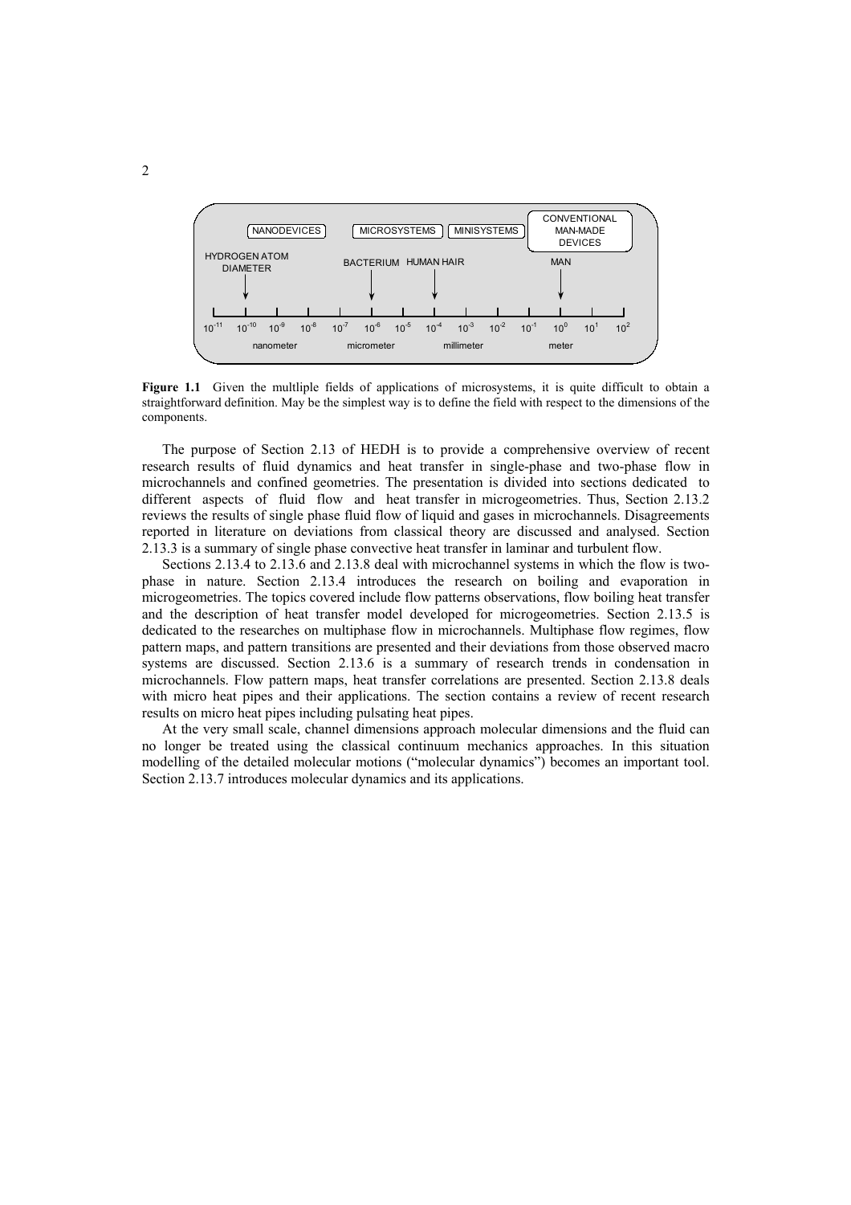**Figure 1.1** Given the multliple fields of applications of microsystems, it is quite difficult to obtain a straightforward definition. May be the simplest way is to define the field with respect to the dimensions of the components.

The purpose of Section 2.13 of HEDH is to provide a comprehensive overview of recent research results of fluid dynamics and heat transfer in single-phase and two-phase flow in microchannels and confined geometries. The presentation is divided into sections dedicated to different aspects of fluid flow and heat transfer in microgeometries. Thus, Section 2.13.2 reviews the results of single phase fluid flow of liquid and gases in microchannels. Disagreements reported in literature on deviations from classical theory are discussed and analysed. Section 2.13.3 is a summary of single phase convective heat transfer in laminar and turbulent flow.

Sections 2.13.4 to 2.13.6 and 2.13.8 deal with microchannel systems in which the flow is two-phase in nature. Section 2.13.4 introduces the research on boiling and evaporation in microgeometries. The topics covered include flow patterns observations, flow boiling heat transfer and the description of heat transfer model developed for microgeometries. Section 2.13.5 is dedicated to the researches on multiphase flow in microchannels. Multiphase flow regimes, flow pattern maps, and pattern transitions are presented and their deviations from those observed macro systems are discussed. Section 2.13.6 is a summary of research trends in condensation in microchannels. Flow pattern maps, heat transfer correlations are presented. Section 2.13.8 deals with micro heat pipes and their applications. The section contains a review of recent research results on micro heat pipes including pulsating heat pipes.

At the very small scale, channel dimensions approach molecular dimensions and the fluid can no longer be treated using the classical continuum mechanics approaches. In this situation modelling of the detailed molecular motions ("molecular dynamics") becomes an important tool. Section 2.13.7 introduces molecular dynamics and its applications.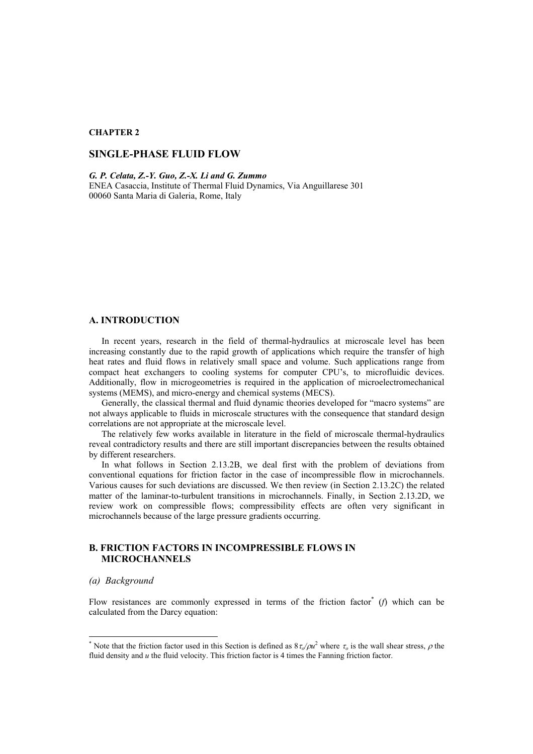**CHAPTER 2**

## SINGLE-PHASE FLUID FLOW

***G. P. Celata, Z.-Y. Guo, Z.-X. Li and G. Zummo***
ENEA Casaccia, Institute of Thermal Fluid Dynamics, Via Anguillarese 301
00060 Santa Maria di Galeria, Rome, Italy

### A. INTRODUCTION

In recent years, research in the field of thermal-hydraulics at microscale level has been increasing constantly due to the rapid growth of applications which require the transfer of high heat rates and fluid flows in relatively small space and volume. Such applications range from compact heat exchangers to cooling systems for computer CPU's, to microfluidic devices. Additionally, flow in microgeometries is required in the application of microelectromechanical systems (MEMS), and micro-energy and chemical systems (MECS).

Generally, the classical thermal and fluid dynamic theories developed for "macro systems" are not always applicable to fluids in microscale structures with the consequence that standard design correlations are not appropriate at the microscale level.

The relatively few works available in literature in the field of microscale thermal-hydraulics reveal contradictory results and there are still important discrepancies between the results obtained by different researchers.

In what follows in Section 2.13.2B, we deal first with the problem of deviations from conventional equations for friction factor in the case of incompressible flow in microchannels. Various causes for such deviations are discussed. We then review (in Section 2.13.2C) the related matter of the laminar-to-turbulent transitions in microchannels. Finally, in Section 2.13.2D, we review work on compressible flows; compressibility effects are often very significant in microchannels because of the large pressure gradients occurring.

### B. FRICTION FACTORS IN INCOMPRESSIBLE FLOWS IN MICROCHANNELS

#### *(a) Background*

Flow resistances are commonly expressed in terms of the friction factor* ($f$) which can be calculated from the Darcy equation:

---

* Note that the friction factor used in this Section is defined as $8\tau_o/\rho u^2$ where $\tau_o$ is the wall shear stress, $\rho$ the fluid density and $u$ the fluid velocity. This friction factor is 4 times the Fanning friction factor.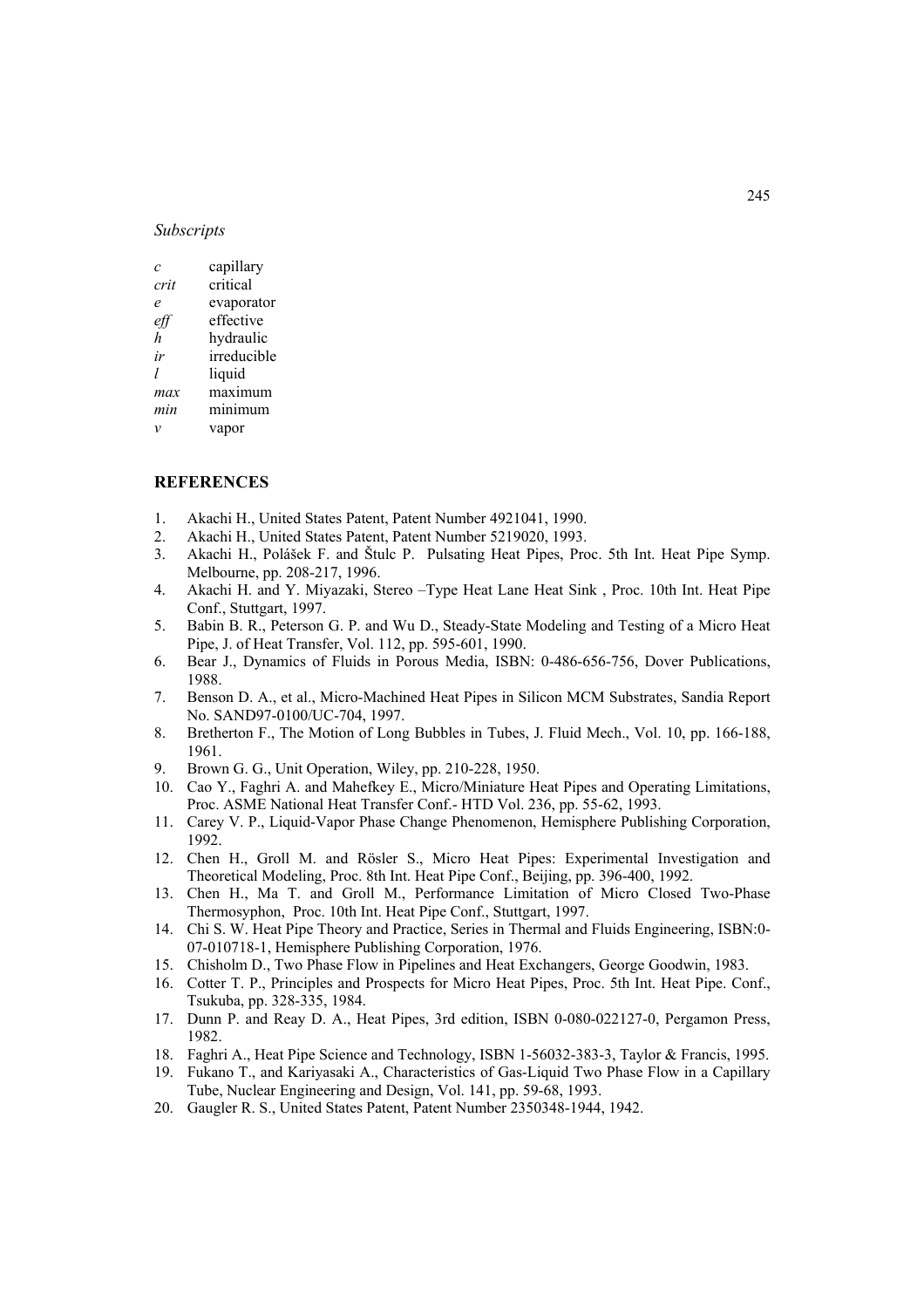*Subscripts*

| | |
|---|---|
| *c* | capillary |
| *crit* | critical |
| *e* | evaporator |
| *eff* | effective |
| *h* | hydraulic |
| *ir* | irreducible |
| *l* | liquid |
| *max* | maximum |
| *min* | minimum |
| *v* | vapor |

## REFERENCES

1. Akachi H., United States Patent, Patent Number 4921041, 1990.
2. Akachi H., United States Patent, Patent Number 5219020, 1993.
3. Akachi H., Polášek F. and Štulc P. Pulsating Heat Pipes, Proc. 5th Int. Heat Pipe Symp. Melbourne, pp. 208-217, 1996.
4. Akachi H. and Y. Miyazaki, Stereo –Type Heat Lane Heat Sink , Proc. 10th Int. Heat Pipe Conf., Stuttgart, 1997.
5. Babin B. R., Peterson G. P. and Wu D., Steady-State Modeling and Testing of a Micro Heat Pipe, J. of Heat Transfer, Vol. 112, pp. 595-601, 1990.
6. Bear J., Dynamics of Fluids in Porous Media, ISBN: 0-486-656-756, Dover Publications, 1988.
7. Benson D. A., et al., Micro-Machined Heat Pipes in Silicon MCM Substrates, Sandia Report No. SAND97-0100/UC-704, 1997.
8. Bretherton F., The Motion of Long Bubbles in Tubes, J. Fluid Mech., Vol. 10, pp. 166-188, 1961.
9. Brown G. G., Unit Operation, Wiley, pp. 210-228, 1950.
10. Cao Y., Faghri A. and Mahefkey E., Micro/Miniature Heat Pipes and Operating Limitations, Proc. ASME National Heat Transfer Conf.- HTD Vol. 236, pp. 55-62, 1993.
11. Carey V. P., Liquid-Vapor Phase Change Phenomenon, Hemisphere Publishing Corporation, 1992.
12. Chen H., Groll M. and Rösler S., Micro Heat Pipes: Experimental Investigation and Theoretical Modeling, Proc. 8th Int. Heat Pipe Conf., Beijing, pp. 396-400, 1992.
13. Chen H., Ma T. and Groll M., Performance Limitation of Micro Closed Two-Phase Thermosyphon, Proc. 10th Int. Heat Pipe Conf., Stuttgart, 1997.
14. Chi S. W. Heat Pipe Theory and Practice, Series in Thermal and Fluids Engineering, ISBN:0-07-010718-1, Hemisphere Publishing Corporation, 1976.
15. Chisholm D., Two Phase Flow in Pipelines and Heat Exchangers, George Goodwin, 1983.
16. Cotter T. P., Principles and Prospects for Micro Heat Pipes, Proc. 5th Int. Heat Pipe. Conf., Tsukuba, pp. 328-335, 1984.
17. Dunn P. and Reay D. A., Heat Pipes, 3rd edition, ISBN 0-080-022127-0, Pergamon Press, 1982.
18. Faghri A., Heat Pipe Science and Technology, ISBN 1-56032-383-3, Taylor & Francis, 1995.
19. Fukano T., and Kariyasaki A., Characteristics of Gas-Liquid Two Phase Flow in a Capillary Tube, Nuclear Engineering and Design, Vol. 141, pp. 59-68, 1993.
20. Gaugler R. S., United States Patent, Patent Number 2350348-1944, 1942.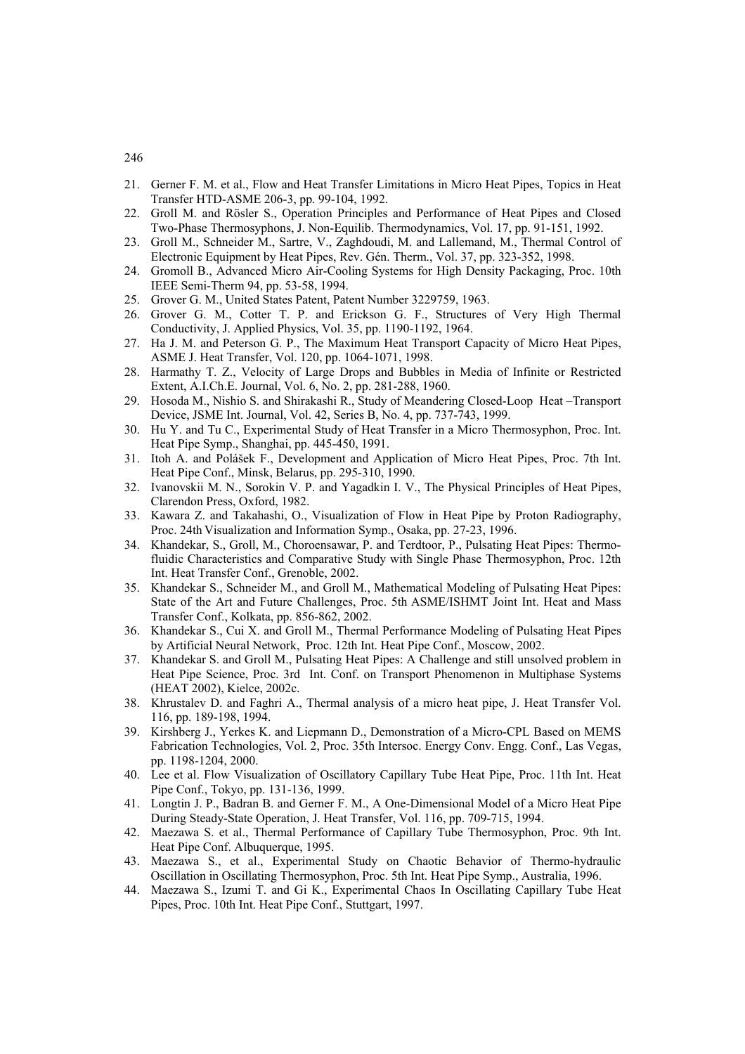21. Gerner F. M. et al., Flow and Heat Transfer Limitations in Micro Heat Pipes, Topics in Heat Transfer HTD-ASME 206-3, pp. 99-104, 1992.
22. Groll M. and Rösler S., Operation Principles and Performance of Heat Pipes and Closed Two-Phase Thermosyphons, J. Non-Equilib. Thermodynamics, Vol. 17, pp. 91-151, 1992.
23. Groll M., Schneider M., Sartre, V., Zaghdoudi, M. and Lallemand, M., Thermal Control of Electronic Equipment by Heat Pipes, Rev. Gén. Therm., Vol. 37, pp. 323-352, 1998.
24. Gromoll B., Advanced Micro Air-Cooling Systems for High Density Packaging, Proc. 10th IEEE Semi-Therm 94, pp. 53-58, 1994.
25. Grover G. M., United States Patent, Patent Number 3229759, 1963.
26. Grover G. M., Cotter T. P. and Erickson G. F., Structures of Very High Thermal Conductivity, J. Applied Physics, Vol. 35, pp. 1190-1192, 1964.
27. Ha J. M. and Peterson G. P., The Maximum Heat Transport Capacity of Micro Heat Pipes, ASME J. Heat Transfer, Vol. 120, pp. 1064-1071, 1998.
28. Harmathy T. Z., Velocity of Large Drops and Bubbles in Media of Infinite or Restricted Extent, A.I.Ch.E. Journal, Vol. 6, No. 2, pp. 281-288, 1960.
29. Hosoda M., Nishio S. and Shirakashi R., Study of Meandering Closed-Loop Heat –Transport Device, JSME Int. Journal, Vol. 42, Series B, No. 4, pp. 737-743, 1999.
30. Hu Y. and Tu C., Experimental Study of Heat Transfer in a Micro Thermosyphon, Proc. Int. Heat Pipe Symp., Shanghai, pp. 445-450, 1991.
31. Itoh A. and Polášek F., Development and Application of Micro Heat Pipes, Proc. 7th Int. Heat Pipe Conf., Minsk, Belarus, pp. 295-310, 1990.
32. Ivanovskii M. N., Sorokin V. P. and Yagadkin I. V., The Physical Principles of Heat Pipes, Clarendon Press, Oxford, 1982.
33. Kawara Z. and Takahashi, O., Visualization of Flow in Heat Pipe by Proton Radiography, Proc. 24th Visualization and Information Symp., Osaka, pp. 27-23, 1996.
34. Khandekar, S., Groll, M., Choroensawar, P. and Terdtoor, P., Pulsating Heat Pipes: Thermo-fluidic Characteristics and Comparative Study with Single Phase Thermosyphon, Proc. 12th Int. Heat Transfer Conf., Grenoble, 2002.
35. Khandekar S., Schneider M., and Groll M., Mathematical Modeling of Pulsating Heat Pipes: State of the Art and Future Challenges, Proc. 5th ASME/ISHMT Joint Int. Heat and Mass Transfer Conf., Kolkata, pp. 856-862, 2002.
36. Khandekar S., Cui X. and Groll M., Thermal Performance Modeling of Pulsating Heat Pipes by Artificial Neural Network, Proc. 12th Int. Heat Pipe Conf., Moscow, 2002.
37. Khandekar S. and Groll M., Pulsating Heat Pipes: A Challenge and still unsolved problem in Heat Pipe Science, Proc. 3rd Int. Conf. on Transport Phenomenon in Multiphase Systems (HEAT 2002), Kielce, 2002c.
38. Khrustalev D. and Faghri A., Thermal analysis of a micro heat pipe, J. Heat Transfer Vol. 116, pp. 189-198, 1994.
39. Kirshberg J., Yerkes K. and Liepmann D., Demonstration of a Micro-CPL Based on MEMS Fabrication Technologies, Vol. 2, Proc. 35th Intersoc. Energy Conv. Engg. Conf., Las Vegas, pp. 1198-1204, 2000.
40. Lee et al. Flow Visualization of Oscillatory Capillary Tube Heat Pipe, Proc. 11th Int. Heat Pipe Conf., Tokyo, pp. 131-136, 1999.
41. Longtin J. P., Badran B. and Gerner F. M., A One-Dimensional Model of a Micro Heat Pipe During Steady-State Operation, J. Heat Transfer, Vol. 116, pp. 709-715, 1994.
42. Maezawa S. et al., Thermal Performance of Capillary Tube Thermosyphon, Proc. 9th Int. Heat Pipe Conf. Albuquerque, 1995.
43. Maezawa S., et al., Experimental Study on Chaotic Behavior of Thermo-hydraulic Oscillation in Oscillating Thermosyphon, Proc. 5th Int. Heat Pipe Symp., Australia, 1996.
44. Maezawa S., Izumi T. and Gi K., Experimental Chaos In Oscillating Capillary Tube Heat Pipes, Proc. 10th Int. Heat Pipe Conf., Stuttgart, 1997.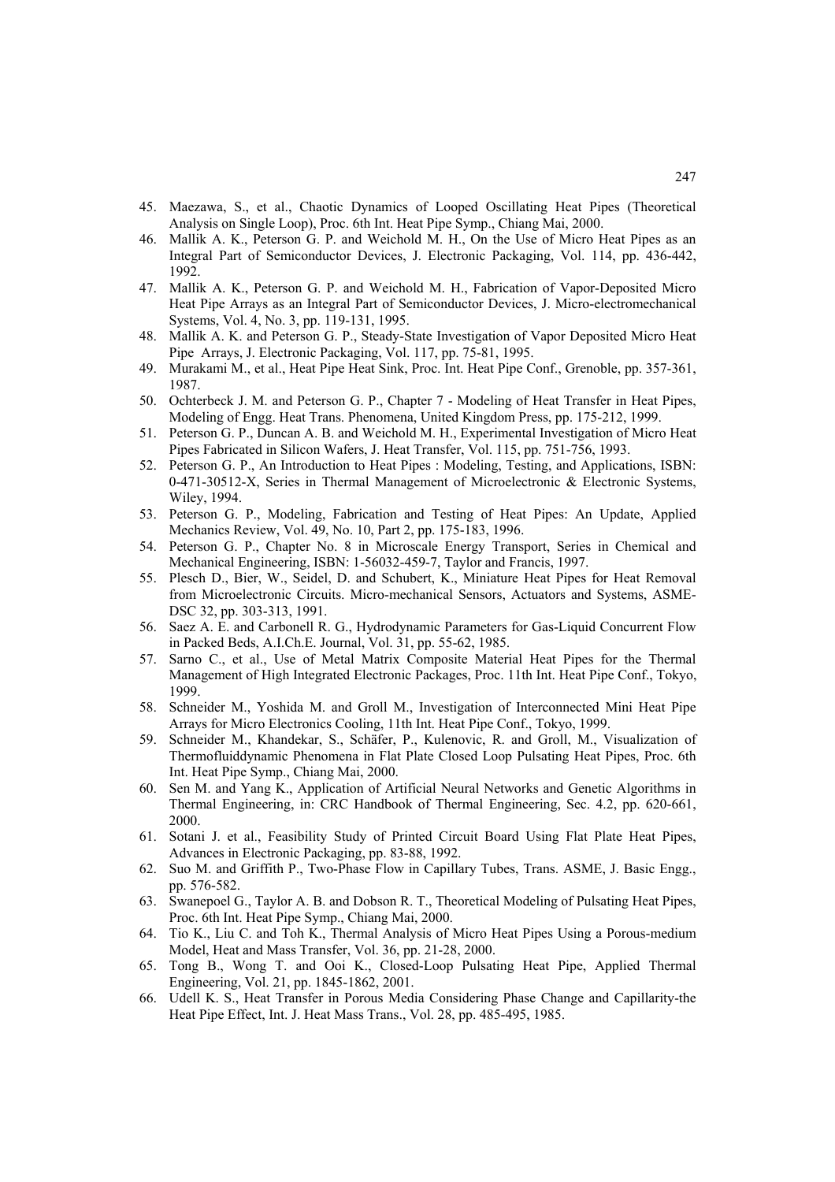45. Maezawa, S., et al., Chaotic Dynamics of Looped Oscillating Heat Pipes (Theoretical Analysis on Single Loop), Proc. 6th Int. Heat Pipe Symp., Chiang Mai, 2000.
46. Mallik A. K., Peterson G. P. and Weichold M. H., On the Use of Micro Heat Pipes as an Integral Part of Semiconductor Devices, J. Electronic Packaging, Vol. 114, pp. 436-442, 1992.
47. Mallik A. K., Peterson G. P. and Weichold M. H., Fabrication of Vapor-Deposited Micro Heat Pipe Arrays as an Integral Part of Semiconductor Devices, J. Micro-electromechanical Systems, Vol. 4, No. 3, pp. 119-131, 1995.
48. Mallik A. K. and Peterson G. P., Steady-State Investigation of Vapor Deposited Micro Heat Pipe Arrays, J. Electronic Packaging, Vol. 117, pp. 75-81, 1995.
49. Murakami M., et al., Heat Pipe Heat Sink, Proc. Int. Heat Pipe Conf., Grenoble, pp. 357-361, 1987.
50. Ochterbeck J. M. and Peterson G. P., Chapter 7 - Modeling of Heat Transfer in Heat Pipes, Modeling of Engg. Heat Trans. Phenomena, United Kingdom Press, pp. 175-212, 1999.
51. Peterson G. P., Duncan A. B. and Weichold M. H., Experimental Investigation of Micro Heat Pipes Fabricated in Silicon Wafers, J. Heat Transfer, Vol. 115, pp. 751-756, 1993.
52. Peterson G. P., An Introduction to Heat Pipes : Modeling, Testing, and Applications, ISBN: 0-471-30512-X, Series in Thermal Management of Microelectronic & Electronic Systems, Wiley, 1994.
53. Peterson G. P., Modeling, Fabrication and Testing of Heat Pipes: An Update, Applied Mechanics Review, Vol. 49, No. 10, Part 2, pp. 175-183, 1996.
54. Peterson G. P., Chapter No. 8 in Microscale Energy Transport, Series in Chemical and Mechanical Engineering, ISBN: 1-56032-459-7, Taylor and Francis, 1997.
55. Plesch D., Bier, W., Seidel, D. and Schubert, K., Miniature Heat Pipes for Heat Removal from Microelectronic Circuits. Micro-mechanical Sensors, Actuators and Systems, ASME-DSC 32, pp. 303-313, 1991.
56. Saez A. E. and Carbonell R. G., Hydrodynamic Parameters for Gas-Liquid Concurrent Flow in Packed Beds, A.I.Ch.E. Journal, Vol. 31, pp. 55-62, 1985.
57. Sarno C., et al., Use of Metal Matrix Composite Material Heat Pipes for the Thermal Management of High Integrated Electronic Packages, Proc. 11th Int. Heat Pipe Conf., Tokyo, 1999.
58. Schneider M., Yoshida M. and Groll M., Investigation of Interconnected Mini Heat Pipe Arrays for Micro Electronics Cooling, 11th Int. Heat Pipe Conf., Tokyo, 1999.
59. Schneider M., Khandekar, S., Schäfer, P., Kulenovic, R. and Groll, M., Visualization of Thermofluiddynamic Phenomena in Flat Plate Closed Loop Pulsating Heat Pipes, Proc. 6th Int. Heat Pipe Symp., Chiang Mai, 2000.
60. Sen M. and Yang K., Application of Artificial Neural Networks and Genetic Algorithms in Thermal Engineering, in: CRC Handbook of Thermal Engineering, Sec. 4.2, pp. 620-661, 2000.
61. Sotani J. et al., Feasibility Study of Printed Circuit Board Using Flat Plate Heat Pipes, Advances in Electronic Packaging, pp. 83-88, 1992.
62. Suo M. and Griffith P., Two-Phase Flow in Capillary Tubes, Trans. ASME, J. Basic Engg., pp. 576-582.
63. Swanepoel G., Taylor A. B. and Dobson R. T., Theoretical Modeling of Pulsating Heat Pipes, Proc. 6th Int. Heat Pipe Symp., Chiang Mai, 2000.
64. Tio K., Liu C. and Toh K., Thermal Analysis of Micro Heat Pipes Using a Porous-medium Model, Heat and Mass Transfer, Vol. 36, pp. 21-28, 2000.
65. Tong B., Wong T. and Ooi K., Closed-Loop Pulsating Heat Pipe, Applied Thermal Engineering, Vol. 21, pp. 1845-1862, 2001.
66. Udell K. S., Heat Transfer in Porous Media Considering Phase Change and Capillarity-the Heat Pipe Effect, Int. J. Heat Mass Trans., Vol. 28, pp. 485-495, 1985.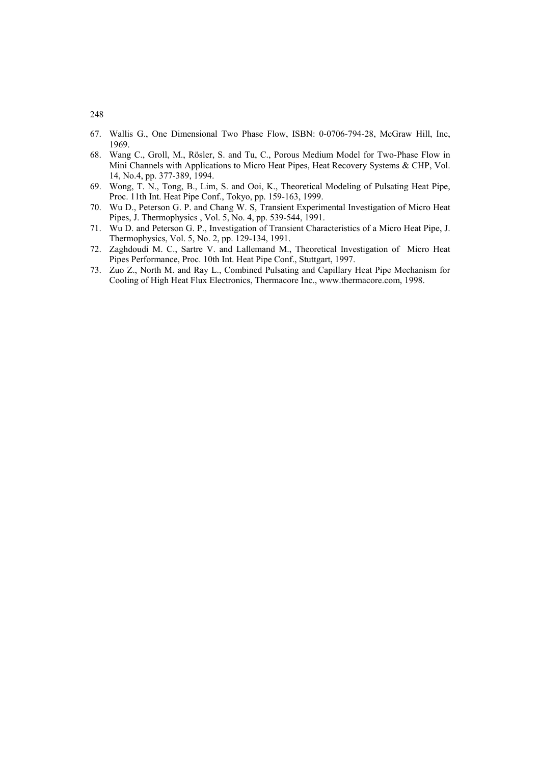67. Wallis G., One Dimensional Two Phase Flow, ISBN: 0-0706-794-28, McGraw Hill, Inc, 1969.
68. Wang C., Groll, M., Rösler, S. and Tu, C., Porous Medium Model for Two-Phase Flow in Mini Channels with Applications to Micro Heat Pipes, Heat Recovery Systems & CHP, Vol. 14, No.4, pp. 377-389, 1994.
69. Wong, T. N., Tong, B., Lim, S. and Ooi, K., Theoretical Modeling of Pulsating Heat Pipe, Proc. 11th Int. Heat Pipe Conf., Tokyo, pp. 159-163, 1999.
70. Wu D., Peterson G. P. and Chang W. S, Transient Experimental Investigation of Micro Heat Pipes, J. Thermophysics , Vol. 5, No. 4, pp. 539-544, 1991.
71. Wu D. and Peterson G. P., Investigation of Transient Characteristics of a Micro Heat Pipe, J. Thermophysics, Vol. 5, No. 2, pp. 129-134, 1991.
72. Zaghdoudi M. C., Sartre V. and Lallemand M., Theoretical Investigation of Micro Heat Pipes Performance, Proc. 10th Int. Heat Pipe Conf., Stuttgart, 1997.
73. Zuo Z., North M. and Ray L., Combined Pulsating and Capillary Heat Pipe Mechanism for Cooling of High Heat Flux Electronics, Thermacore Inc., www.thermacore.com, 1998.